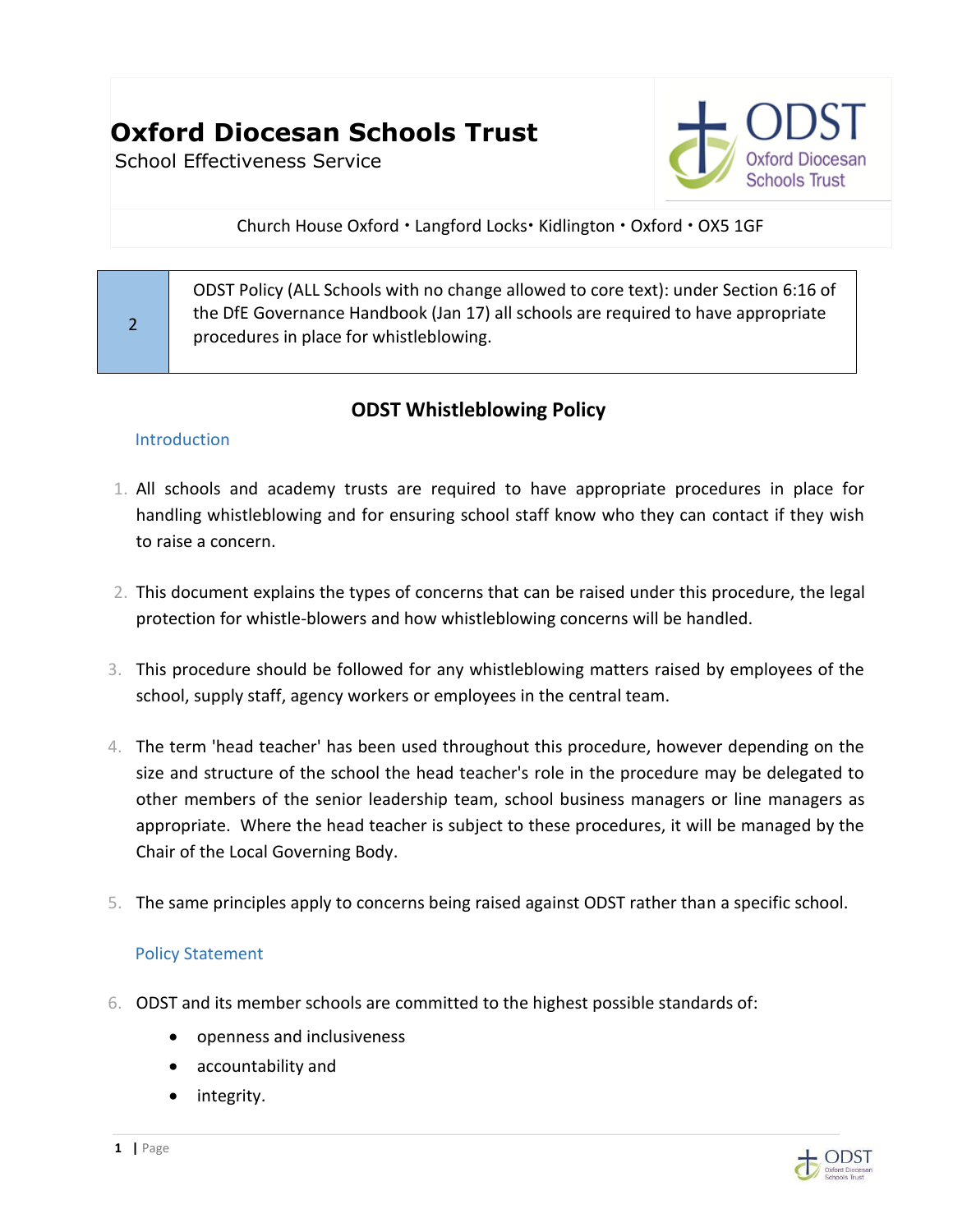# Oxford Diocesan Schools Trust

School Effectiveness Service

Church House Oxford • Langford Locks• Kidlington • Oxford • OX5 1GF

| 2 | ODST Policy (ALL Schools with no change allowed to core text): under Section 6:16 of the DfE Governance Handbook (Jan 17) all schools are required to have appropriate procedures in place for whistleblowing. |
|---|---|

## ODST Whistleblowing Policy

### Introduction

1. All schools and academy trusts are required to have appropriate procedures in place for handling whistleblowing and for ensuring school staff know who they can contact if they wish to raise a concern.

2. This document explains the types of concerns that can be raised under this procedure, the legal protection for whistle-blowers and how whistleblowing concerns will be handled.

3. This procedure should be followed for any whistleblowing matters raised by employees of the school, supply staff, agency workers or employees in the central team.

4. The term 'head teacher' has been used throughout this procedure, however depending on the size and structure of the school the head teacher's role in the procedure may be delegated to other members of the senior leadership team, school business managers or line managers as appropriate. Where the head teacher is subject to these procedures, it will be managed by the Chair of the Local Governing Body.

5. The same principles apply to concerns being raised against ODST rather than a specific school.

### Policy Statement

6. ODST and its member schools are committed to the highest possible standards of:

   - openness and inclusiveness
   - accountability and
   - integrity.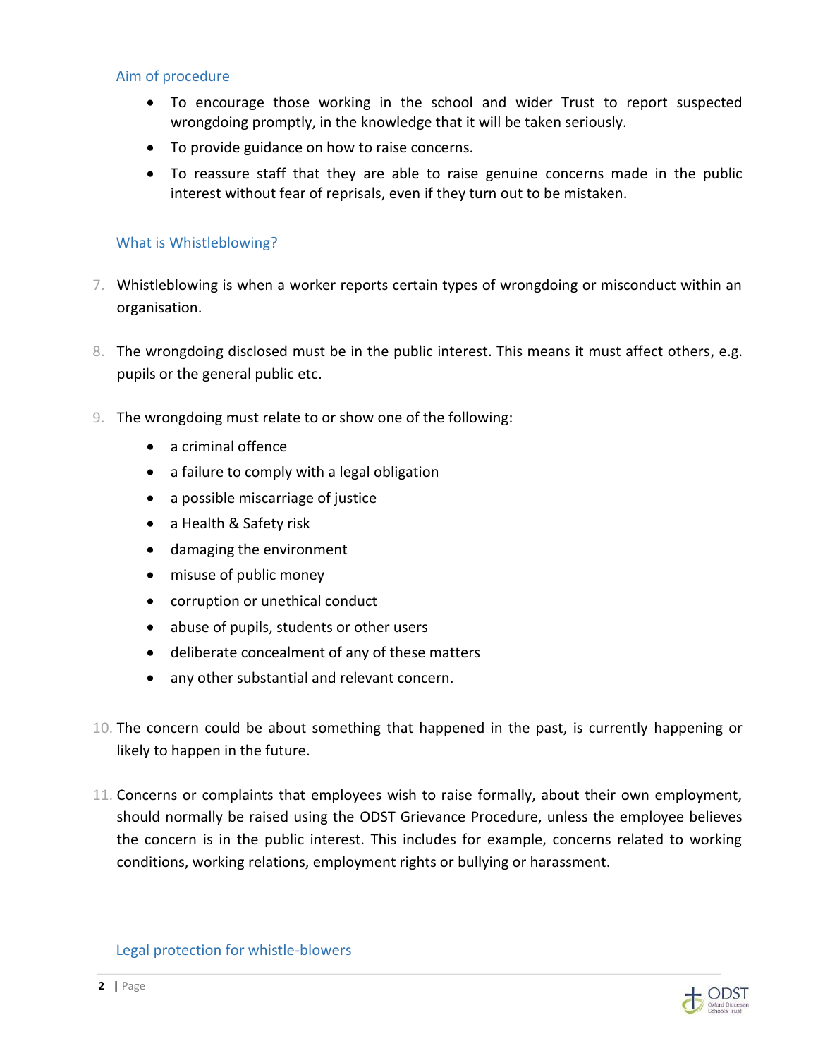### Aim of procedure

- To encourage those working in the school and wider Trust to report suspected wrongdoing promptly, in the knowledge that it will be taken seriously.
- To provide guidance on how to raise concerns.
- To reassure staff that they are able to raise genuine concerns made in the public interest without fear of reprisals, even if they turn out to be mistaken.

### What is Whistleblowing?

7. Whistleblowing is when a worker reports certain types of wrongdoing or misconduct within an organisation.

8. The wrongdoing disclosed must be in the public interest. This means it must affect others, e.g. pupils or the general public etc.

9. The wrongdoing must relate to or show one of the following:
   - a criminal offence
   - a failure to comply with a legal obligation
   - a possible miscarriage of justice
   - a Health & Safety risk
   - damaging the environment
   - misuse of public money
   - corruption or unethical conduct
   - abuse of pupils, students or other users
   - deliberate concealment of any of these matters
   - any other substantial and relevant concern.

10. The concern could be about something that happened in the past, is currently happening or likely to happen in the future.

11. Concerns or complaints that employees wish to raise formally, about their own employment, should normally be raised using the ODST Grievance Procedure, unless the employee believes the concern is in the public interest. This includes for example, concerns related to working conditions, working relations, employment rights or bullying or harassment.

### Legal protection for whistle-blowers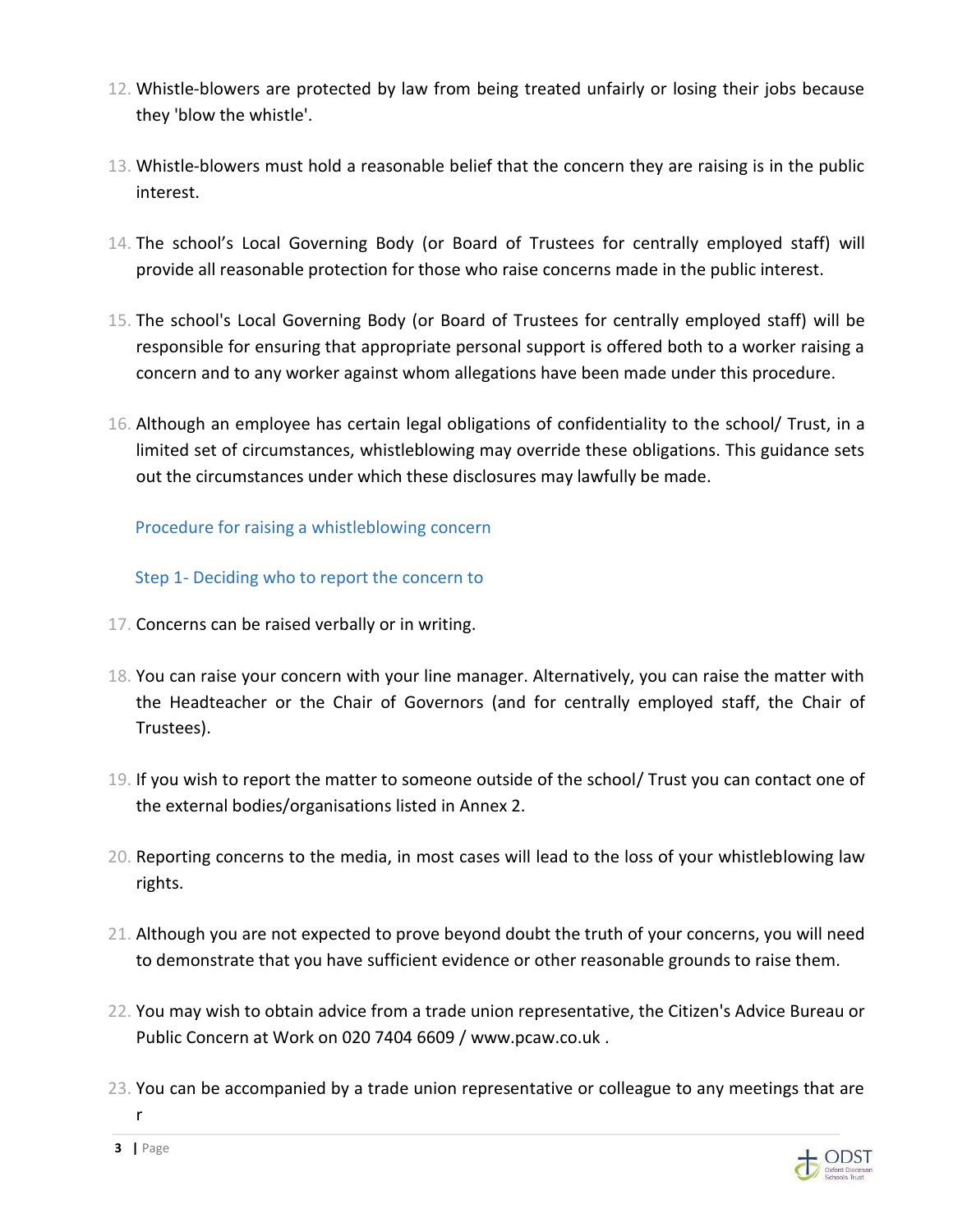12. Whistle-blowers are protected by law from being treated unfairly or losing their jobs because they 'blow the whistle'.

13. Whistle-blowers must hold a reasonable belief that the concern they are raising is in the public interest.

14. The school's Local Governing Body (or Board of Trustees for centrally employed staff) will provide all reasonable protection for those who raise concerns made in the public interest.

15. The school's Local Governing Body (or Board of Trustees for centrally employed staff) will be responsible for ensuring that appropriate personal support is offered both to a worker raising a concern and to any worker against whom allegations have been made under this procedure.

16. Although an employee has certain legal obligations of confidentiality to the school/ Trust, in a limited set of circumstances, whistleblowing may override these obligations. This guidance sets out the circumstances under which these disclosures may lawfully be made.

## Procedure for raising a whistleblowing concern

### Step 1- Deciding who to report the concern to

17. Concerns can be raised verbally or in writing.

18. You can raise your concern with your line manager. Alternatively, you can raise the matter with the Headteacher or the Chair of Governors (and for centrally employed staff, the Chair of Trustees).

19. If you wish to report the matter to someone outside of the school/ Trust you can contact one of the external bodies/organisations listed in Annex 2.

20. Reporting concerns to the media, in most cases will lead to the loss of your whistleblowing law rights.

21. Although you are not expected to prove beyond doubt the truth of your concerns, you will need to demonstrate that you have sufficient evidence or other reasonable grounds to raise them.

22. You may wish to obtain advice from a trade union representative, the Citizen's Advice Bureau or Public Concern at Work on 020 7404 6609 / www.pcaw.co.uk .

23. You can be accompanied by a trade union representative or colleague to any meetings that are r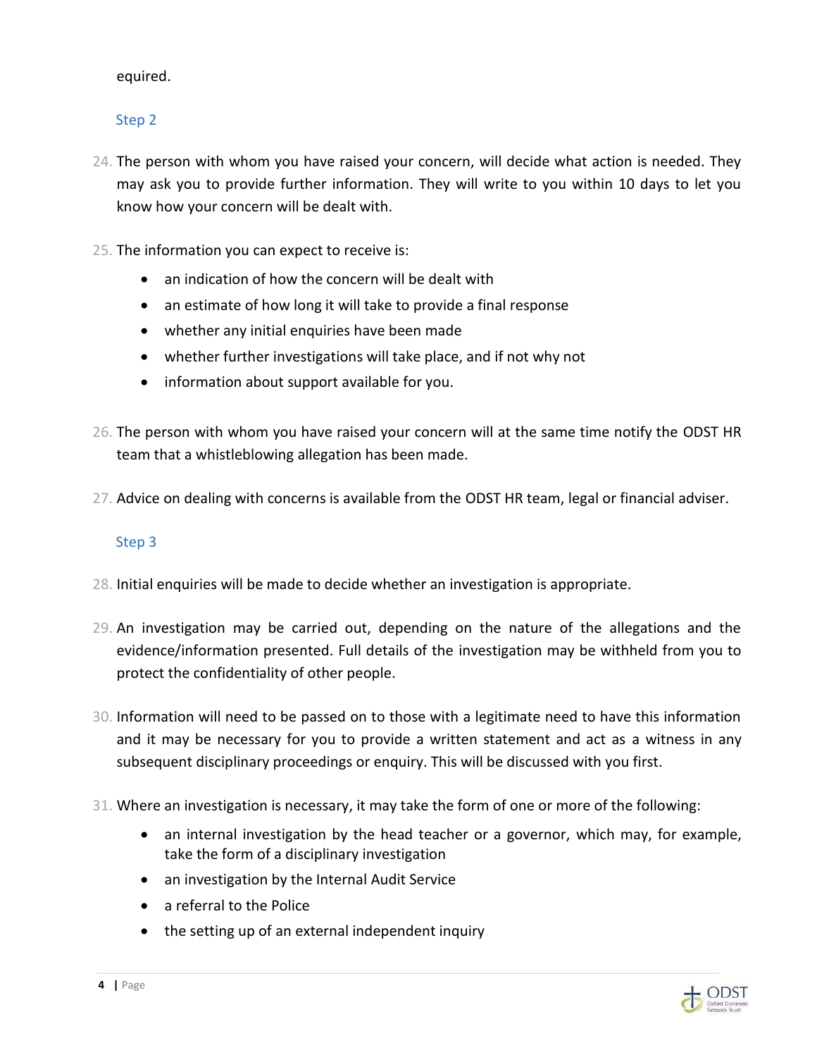equired.

### Step 2

24. The person with whom you have raised your concern, will decide what action is needed. They may ask you to provide further information. They will write to you within 10 days to let you know how your concern will be dealt with.

25. The information you can expect to receive is:
    - an indication of how the concern will be dealt with
    - an estimate of how long it will take to provide a final response
    - whether any initial enquiries have been made
    - whether further investigations will take place, and if not why not
    - information about support available for you.

26. The person with whom you have raised your concern will at the same time notify the ODST HR team that a whistleblowing allegation has been made.

27. Advice on dealing with concerns is available from the ODST HR team, legal or financial adviser.

### Step 3

28. Initial enquiries will be made to decide whether an investigation is appropriate.

29. An investigation may be carried out, depending on the nature of the allegations and the evidence/information presented. Full details of the investigation may be withheld from you to protect the confidentiality of other people.

30. Information will need to be passed on to those with a legitimate need to have this information and it may be necessary for you to provide a written statement and act as a witness in any subsequent disciplinary proceedings or enquiry. This will be discussed with you first.

31. Where an investigation is necessary, it may take the form of one or more of the following:
    - an internal investigation by the head teacher or a governor, which may, for example, take the form of a disciplinary investigation
    - an investigation by the Internal Audit Service
    - a referral to the Police
    - the setting up of an external independent inquiry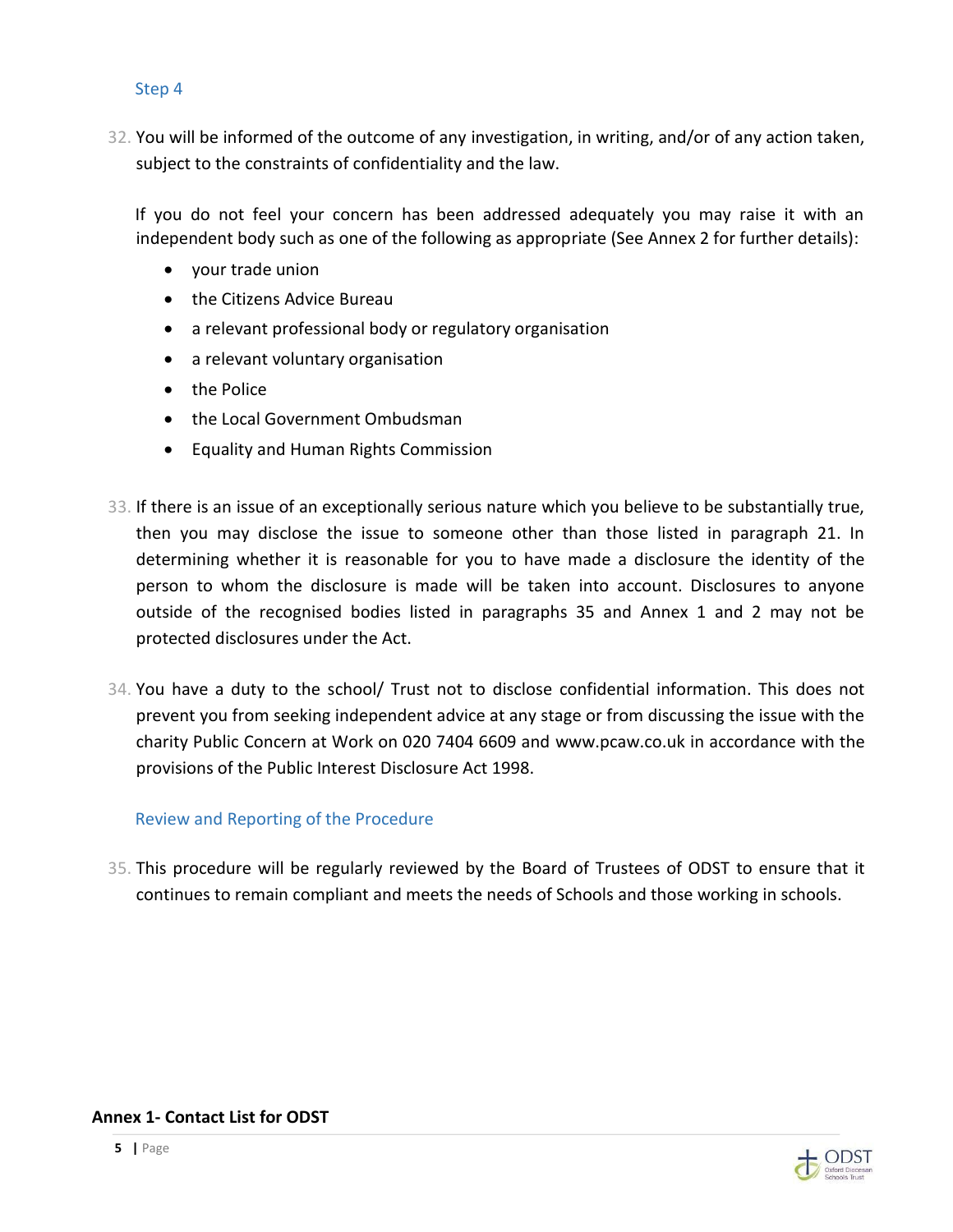### Step 4

32. You will be informed of the outcome of any investigation, in writing, and/or of any action taken, subject to the constraints of confidentiality and the law.

    If you do not feel your concern has been addressed adequately you may raise it with an independent body such as one of the following as appropriate (See Annex 2 for further details):

    - your trade union
    - the Citizens Advice Bureau
    - a relevant professional body or regulatory organisation
    - a relevant voluntary organisation
    - the Police
    - the Local Government Ombudsman
    - Equality and Human Rights Commission

33. If there is an issue of an exceptionally serious nature which you believe to be substantially true, then you may disclose the issue to someone other than those listed in paragraph 21. In determining whether it is reasonable for you to have made a disclosure the identity of the person to whom the disclosure is made will be taken into account. Disclosures to anyone outside of the recognised bodies listed in paragraphs 35 and Annex 1 and 2 may not be protected disclosures under the Act.

34. You have a duty to the school/ Trust not to disclose confidential information. This does not prevent you from seeking independent advice at any stage or from discussing the issue with the charity Public Concern at Work on 020 7404 6609 and www.pcaw.co.uk in accordance with the provisions of the Public Interest Disclosure Act 1998.

### Review and Reporting of the Procedure

35. This procedure will be regularly reviewed by the Board of Trustees of ODST to ensure that it continues to remain compliant and meets the needs of Schools and those working in schools.

**Annex 1- Contact List for ODST**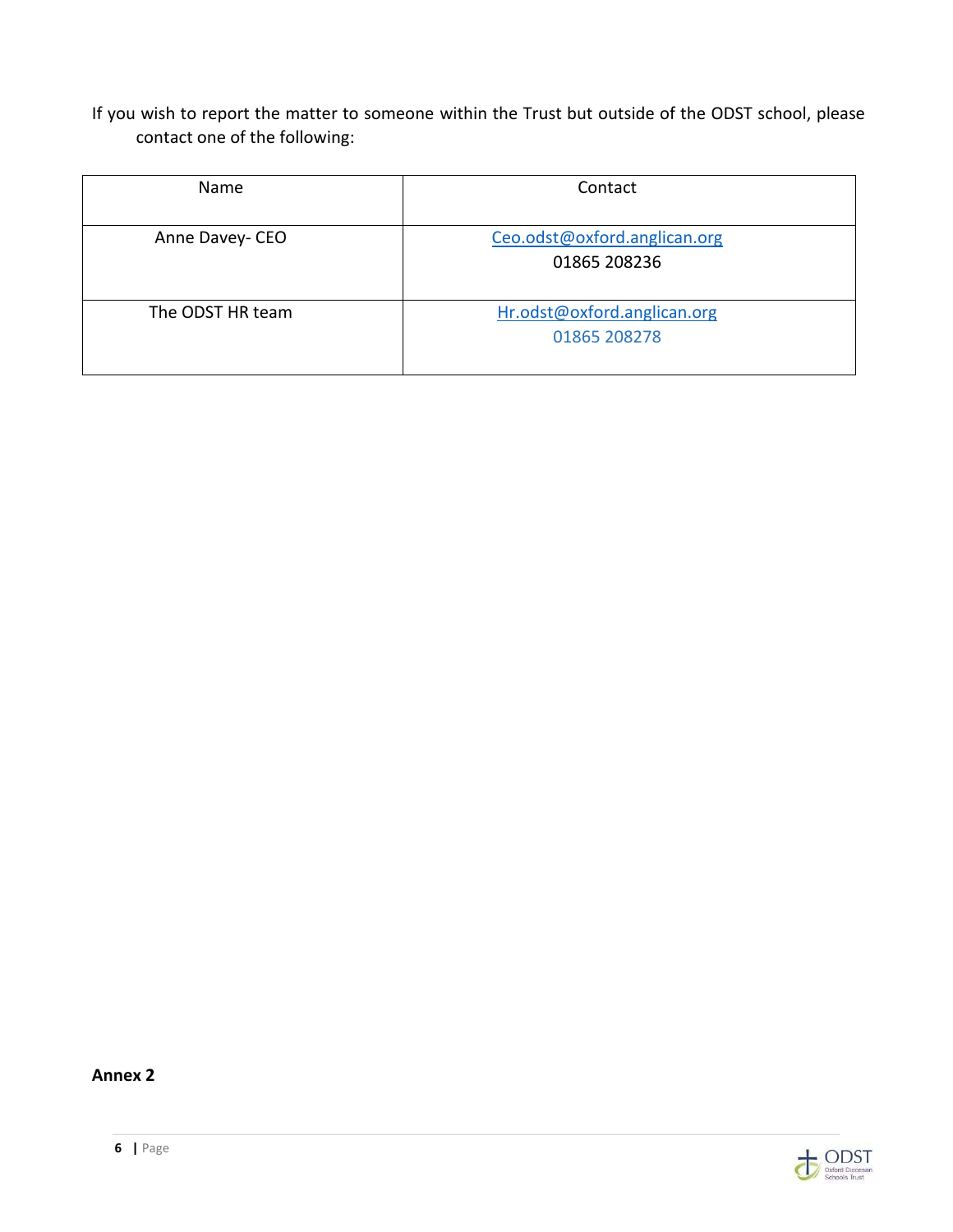If you wish to report the matter to someone within the Trust but outside of the ODST school, please contact one of the following:

| Name | Contact |
| --- | --- |
| Anne Davey- CEO | Ceo.odst@oxford.anglican.org<br>01865 208236 |
| The ODST HR team | Hr.odst@oxford.anglican.org<br>01865 208278 |

**Annex 2**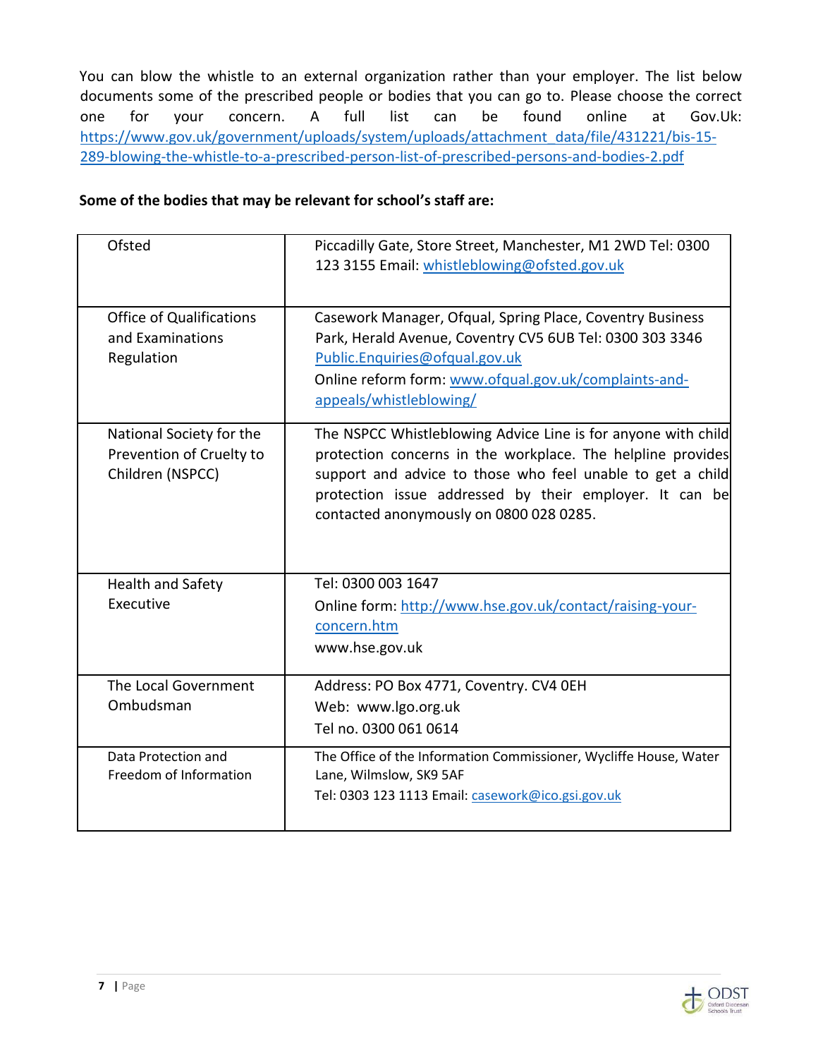You can blow the whistle to an external organization rather than your employer. The list below documents some of the prescribed people or bodies that you can go to. Please choose the correct one for your concern. A full list can be found online at Gov.Uk: https://www.gov.uk/government/uploads/system/uploads/attachment_data/file/431221/bis-15-289-blowing-the-whistle-to-a-prescribed-person-list-of-prescribed-persons-and-bodies-2.pdf

**Some of the bodies that may be relevant for school's staff are:**

| | |
|---|---|
| Ofsted | Piccadilly Gate, Store Street, Manchester, M1 2WD Tel: 0300 123 3155 Email: whistleblowing@ofsted.gov.uk |
| Office of Qualifications and Examinations Regulation | Casework Manager, Ofqual, Spring Place, Coventry Business Park, Herald Avenue, Coventry CV5 6UB Tel: 0300 303 3346 Public.Enquiries@ofqual.gov.uk<br>Online reform form: www.ofqual.gov.uk/complaints-and-appeals/whistleblowing/ |
| National Society for the Prevention of Cruelty to Children (NSPCC) | The NSPCC Whistleblowing Advice Line is for anyone with child protection concerns in the workplace. The helpline provides support and advice to those who feel unable to get a child protection issue addressed by their employer. It can be contacted anonymously on 0800 028 0285. |
| Health and Safety Executive | Tel: 0300 003 1647<br>Online form: http://www.hse.gov.uk/contact/raising-your-concern.htm<br>www.hse.gov.uk |
| The Local Government Ombudsman | Address: PO Box 4771, Coventry. CV4 0EH<br>Web: www.lgo.org.uk<br>Tel no. 0300 061 0614 |
| Data Protection and Freedom of Information | The Office of the Information Commissioner, Wycliffe House, Water Lane, Wilmslow, SK9 5AF<br>Tel: 0303 123 1113 Email: casework@ico.gsi.gov.uk |